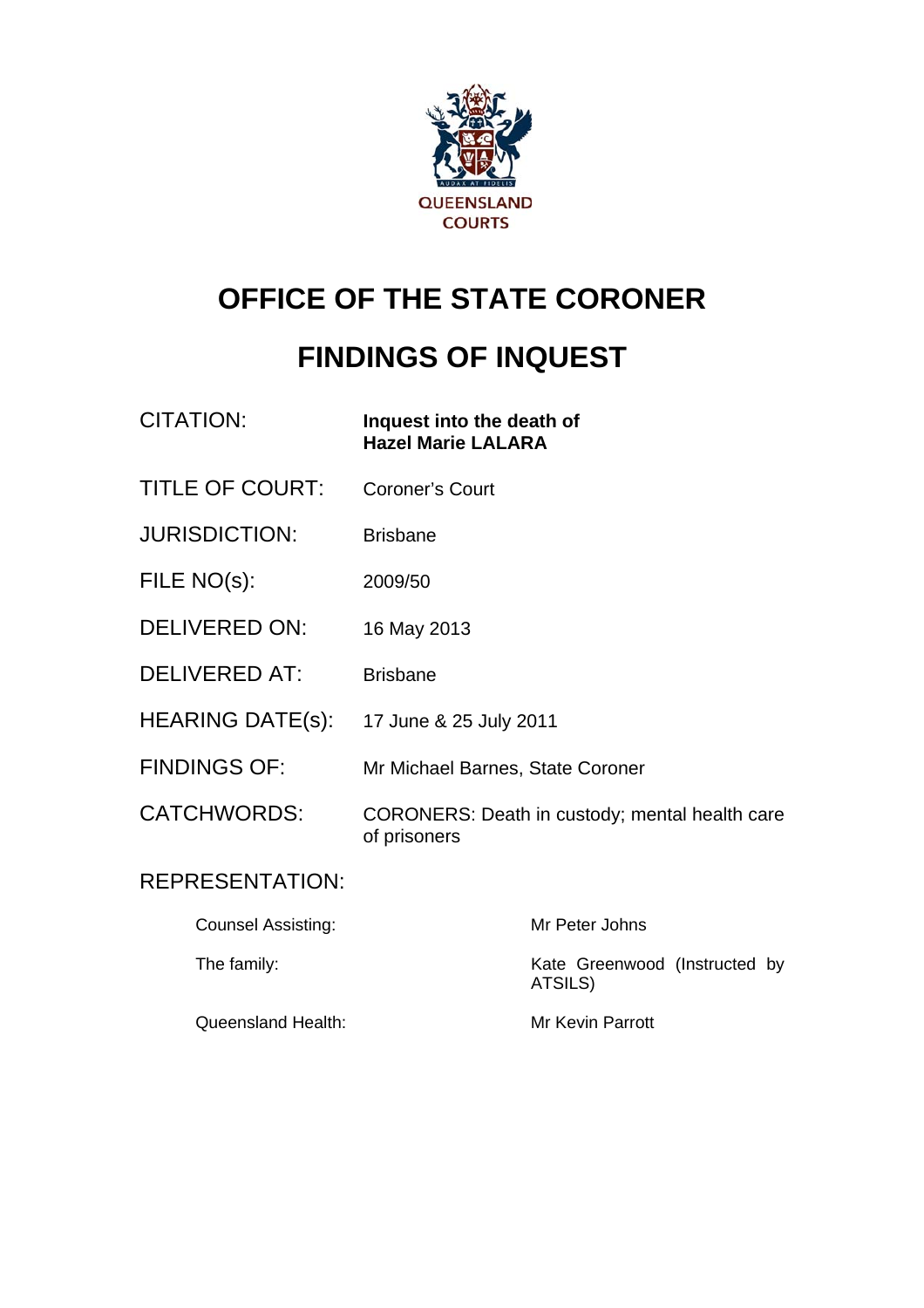QUEENSLAND COURTS

# OFFICE OF THE STATE CORONER

# FINDINGS OF INQUEST

| | |
|---|---|
| CITATION: | **Inquest into the death of Hazel Marie LALARA** |
| TITLE OF COURT: | Coroner's Court |
| JURISDICTION: | Brisbane |
| FILE NO(s): | 2009/50 |
| DELIVERED ON: | 16 May 2013 |
| DELIVERED AT: | Brisbane |
| HEARING DATE(s): | 17 June & 25 July 2011 |
| FINDINGS OF: | Mr Michael Barnes, State Coroner |
| CATCHWORDS: | CORONERS: Death in custody; mental health care of prisoners |

REPRESENTATION:

| | |
|---|---|
| Counsel Assisting: | Mr Peter Johns |
| The family: | Kate Greenwood (Instructed by ATSILS) |
| Queensland Health: | Mr Kevin Parrott |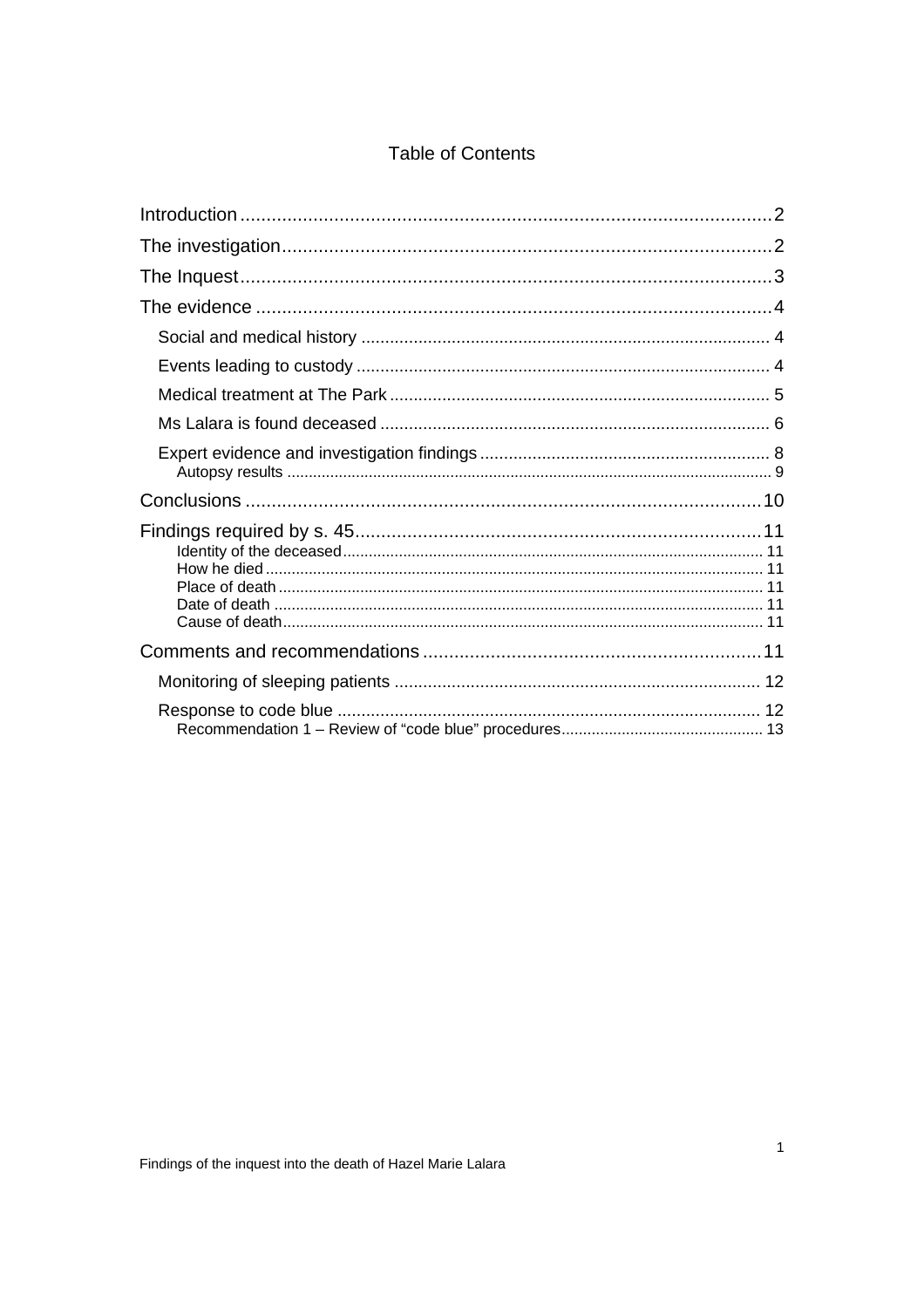# Table of Contents

- Introduction ..... 2
- The investigation ..... 2
- The Inquest ..... 3
- The evidence ..... 4
  - Social and medical history ..... 4
  - Events leading to custody ..... 4
  - Medical treatment at The Park ..... 5
  - Ms Lalara is found deceased ..... 6
  - Expert evidence and investigation findings ..... 8
    - Autopsy results ..... 9
- Conclusions ..... 10
- Findings required by s. 45 ..... 11
    - Identity of the deceased ..... 11
    - How he died ..... 11
    - Place of death ..... 11
    - Date of death ..... 11
    - Cause of death ..... 11
- Comments and recommendations ..... 11
  - Monitoring of sleeping patients ..... 12
  - Response to code blue ..... 12
    - Recommendation 1 – Review of "code blue" procedures ..... 13

Findings of the inquest into the death of Hazel Marie Lalara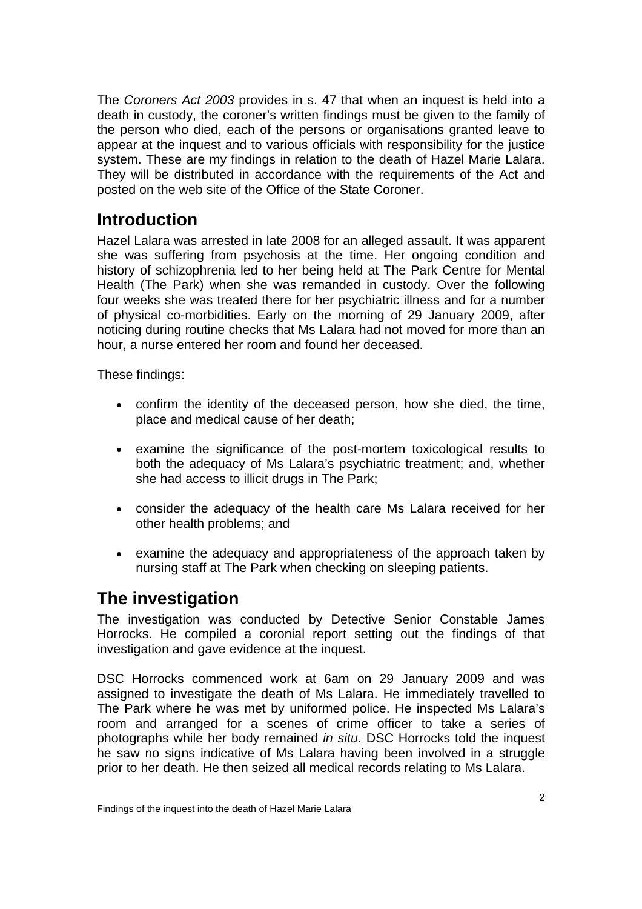The *Coroners Act 2003* provides in s. 47 that when an inquest is held into a death in custody, the coroner's written findings must be given to the family of the person who died, each of the persons or organisations granted leave to appear at the inquest and to various officials with responsibility for the justice system. These are my findings in relation to the death of Hazel Marie Lalara. They will be distributed in accordance with the requirements of the Act and posted on the web site of the Office of the State Coroner.

## Introduction

Hazel Lalara was arrested in late 2008 for an alleged assault. It was apparent she was suffering from psychosis at the time. Her ongoing condition and history of schizophrenia led to her being held at The Park Centre for Mental Health (The Park) when she was remanded in custody. Over the following four weeks she was treated there for her psychiatric illness and for a number of physical co-morbidities. Early on the morning of 29 January 2009, after noticing during routine checks that Ms Lalara had not moved for more than an hour, a nurse entered her room and found her deceased.

These findings:

- confirm the identity of the deceased person, how she died, the time, place and medical cause of her death;
- examine the significance of the post-mortem toxicological results to both the adequacy of Ms Lalara's psychiatric treatment; and, whether she had access to illicit drugs in The Park;
- consider the adequacy of the health care Ms Lalara received for her other health problems; and
- examine the adequacy and appropriateness of the approach taken by nursing staff at The Park when checking on sleeping patients.

## The investigation

The investigation was conducted by Detective Senior Constable James Horrocks. He compiled a coronial report setting out the findings of that investigation and gave evidence at the inquest.

DSC Horrocks commenced work at 6am on 29 January 2009 and was assigned to investigate the death of Ms Lalara. He immediately travelled to The Park where he was met by uniformed police. He inspected Ms Lalara's room and arranged for a scenes of crime officer to take a series of photographs while her body remained *in situ*. DSC Horrocks told the inquest he saw no signs indicative of Ms Lalara having been involved in a struggle prior to her death. He then seized all medical records relating to Ms Lalara.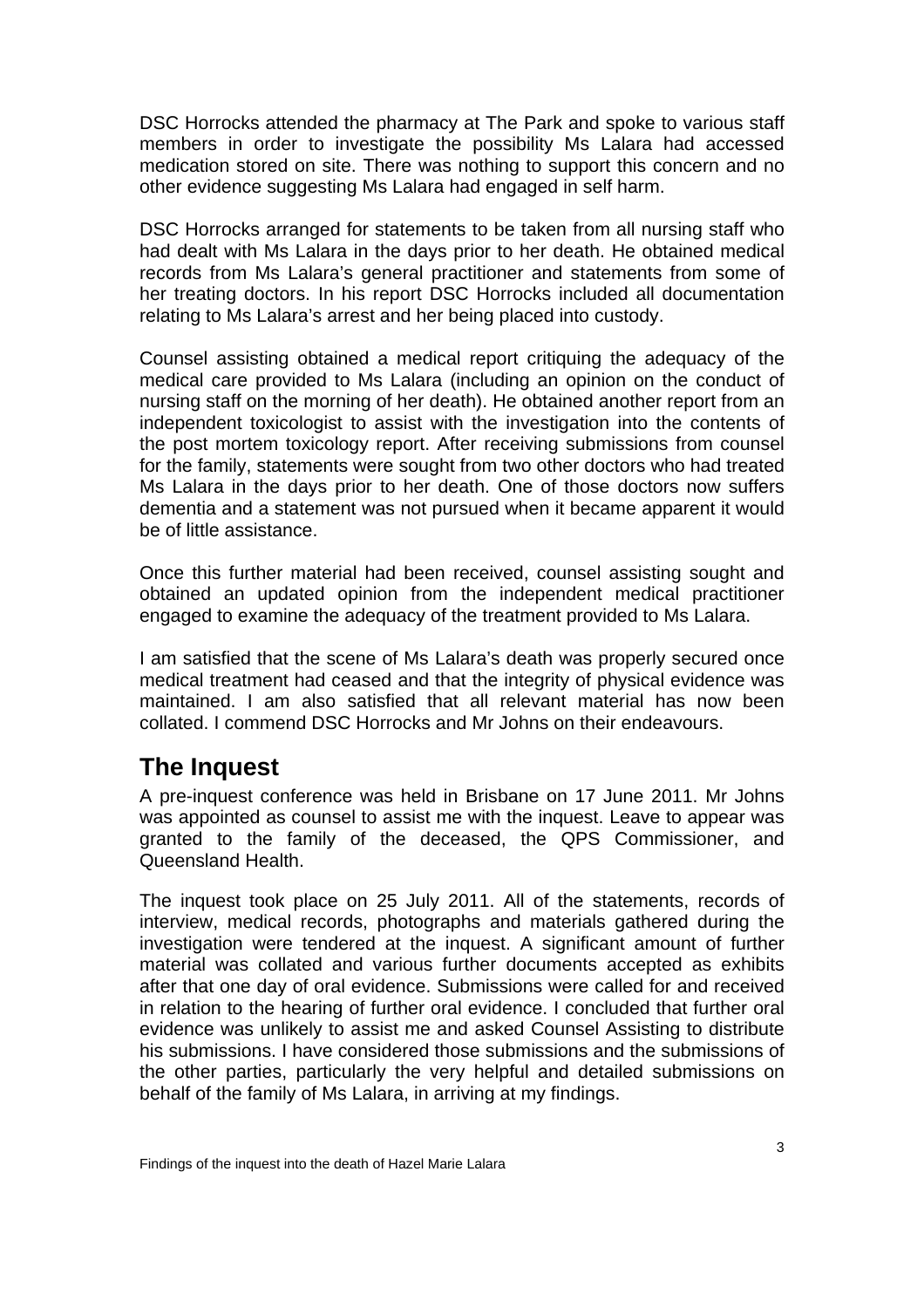DSC Horrocks attended the pharmacy at The Park and spoke to various staff members in order to investigate the possibility Ms Lalara had accessed medication stored on site. There was nothing to support this concern and no other evidence suggesting Ms Lalara had engaged in self harm.

DSC Horrocks arranged for statements to be taken from all nursing staff who had dealt with Ms Lalara in the days prior to her death. He obtained medical records from Ms Lalara's general practitioner and statements from some of her treating doctors. In his report DSC Horrocks included all documentation relating to Ms Lalara's arrest and her being placed into custody.

Counsel assisting obtained a medical report critiquing the adequacy of the medical care provided to Ms Lalara (including an opinion on the conduct of nursing staff on the morning of her death). He obtained another report from an independent toxicologist to assist with the investigation into the contents of the post mortem toxicology report. After receiving submissions from counsel for the family, statements were sought from two other doctors who had treated Ms Lalara in the days prior to her death. One of those doctors now suffers dementia and a statement was not pursued when it became apparent it would be of little assistance.

Once this further material had been received, counsel assisting sought and obtained an updated opinion from the independent medical practitioner engaged to examine the adequacy of the treatment provided to Ms Lalara.

I am satisfied that the scene of Ms Lalara's death was properly secured once medical treatment had ceased and that the integrity of physical evidence was maintained. I am also satisfied that all relevant material has now been collated. I commend DSC Horrocks and Mr Johns on their endeavours.

## The Inquest

A pre-inquest conference was held in Brisbane on 17 June 2011. Mr Johns was appointed as counsel to assist me with the inquest. Leave to appear was granted to the family of the deceased, the QPS Commissioner, and Queensland Health.

The inquest took place on 25 July 2011. All of the statements, records of interview, medical records, photographs and materials gathered during the investigation were tendered at the inquest. A significant amount of further material was collated and various further documents accepted as exhibits after that one day of oral evidence. Submissions were called for and received in relation to the hearing of further oral evidence. I concluded that further oral evidence was unlikely to assist me and asked Counsel Assisting to distribute his submissions. I have considered those submissions and the submissions of the other parties, particularly the very helpful and detailed submissions on behalf of the family of Ms Lalara, in arriving at my findings.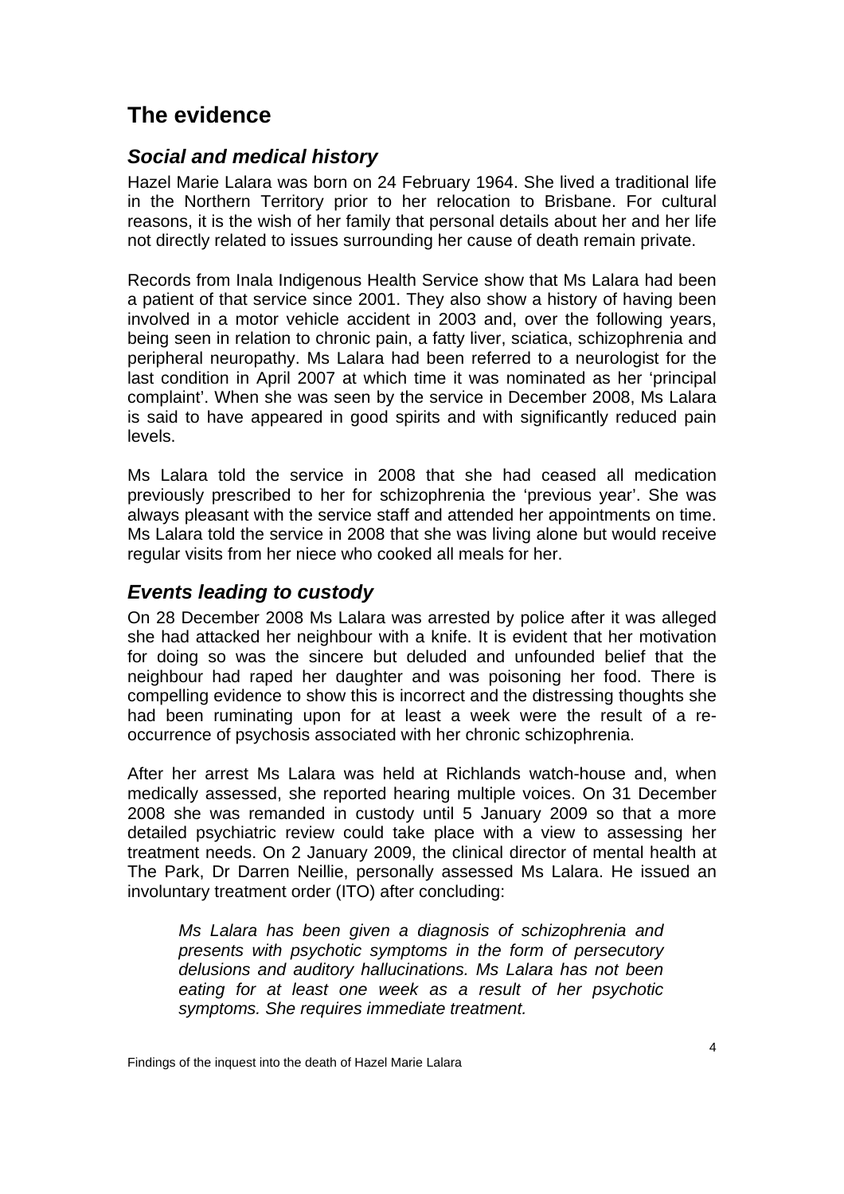## The evidence

### *Social and medical history*

Hazel Marie Lalara was born on 24 February 1964. She lived a traditional life in the Northern Territory prior to her relocation to Brisbane. For cultural reasons, it is the wish of her family that personal details about her and her life not directly related to issues surrounding her cause of death remain private.

Records from Inala Indigenous Health Service show that Ms Lalara had been a patient of that service since 2001. They also show a history of having been involved in a motor vehicle accident in 2003 and, over the following years, being seen in relation to chronic pain, a fatty liver, sciatica, schizophrenia and peripheral neuropathy. Ms Lalara had been referred to a neurologist for the last condition in April 2007 at which time it was nominated as her 'principal complaint'. When she was seen by the service in December 2008, Ms Lalara is said to have appeared in good spirits and with significantly reduced pain levels.

Ms Lalara told the service in 2008 that she had ceased all medication previously prescribed to her for schizophrenia the 'previous year'. She was always pleasant with the service staff and attended her appointments on time. Ms Lalara told the service in 2008 that she was living alone but would receive regular visits from her niece who cooked all meals for her.

### *Events leading to custody*

On 28 December 2008 Ms Lalara was arrested by police after it was alleged she had attacked her neighbour with a knife. It is evident that her motivation for doing so was the sincere but deluded and unfounded belief that the neighbour had raped her daughter and was poisoning her food. There is compelling evidence to show this is incorrect and the distressing thoughts she had been ruminating upon for at least a week were the result of a re-occurrence of psychosis associated with her chronic schizophrenia.

After her arrest Ms Lalara was held at Richlands watch-house and, when medically assessed, she reported hearing multiple voices. On 31 December 2008 she was remanded in custody until 5 January 2009 so that a more detailed psychiatric review could take place with a view to assessing her treatment needs. On 2 January 2009, the clinical director of mental health at The Park, Dr Darren Neillie, personally assessed Ms Lalara. He issued an involuntary treatment order (ITO) after concluding:

> *Ms Lalara has been given a diagnosis of schizophrenia and presents with psychotic symptoms in the form of persecutory delusions and auditory hallucinations. Ms Lalara has not been eating for at least one week as a result of her psychotic symptoms. She requires immediate treatment.*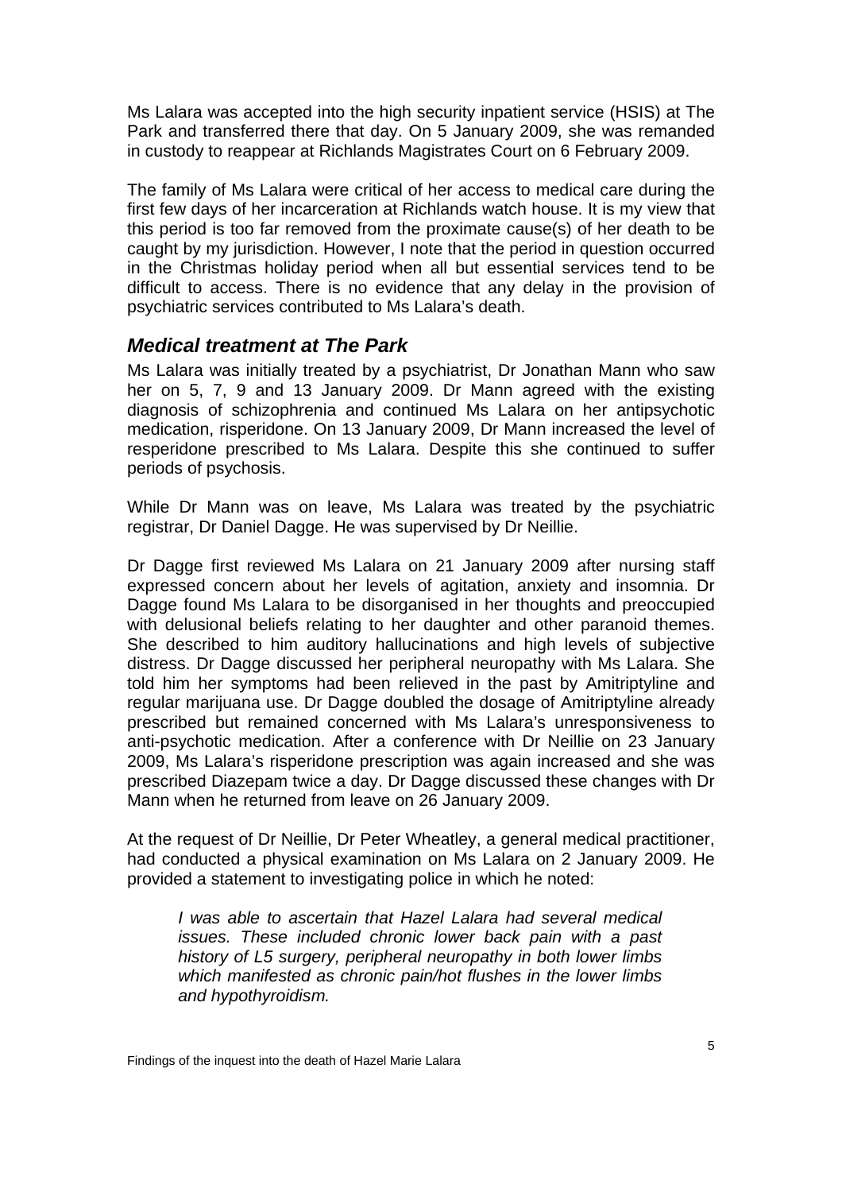Ms Lalara was accepted into the high security inpatient service (HSIS) at The Park and transferred there that day. On 5 January 2009, she was remanded in custody to reappear at Richlands Magistrates Court on 6 February 2009.

The family of Ms Lalara were critical of her access to medical care during the first few days of her incarceration at Richlands watch house. It is my view that this period is too far removed from the proximate cause(s) of her death to be caught by my jurisdiction. However, I note that the period in question occurred in the Christmas holiday period when all but essential services tend to be difficult to access. There is no evidence that any delay in the provision of psychiatric services contributed to Ms Lalara's death.

## *Medical treatment at The Park*

Ms Lalara was initially treated by a psychiatrist, Dr Jonathan Mann who saw her on 5, 7, 9 and 13 January 2009. Dr Mann agreed with the existing diagnosis of schizophrenia and continued Ms Lalara on her antipsychotic medication, risperidone. On 13 January 2009, Dr Mann increased the level of resperidone prescribed to Ms Lalara. Despite this she continued to suffer periods of psychosis.

While Dr Mann was on leave, Ms Lalara was treated by the psychiatric registrar, Dr Daniel Dagge. He was supervised by Dr Neillie.

Dr Dagge first reviewed Ms Lalara on 21 January 2009 after nursing staff expressed concern about her levels of agitation, anxiety and insomnia. Dr Dagge found Ms Lalara to be disorganised in her thoughts and preoccupied with delusional beliefs relating to her daughter and other paranoid themes. She described to him auditory hallucinations and high levels of subjective distress. Dr Dagge discussed her peripheral neuropathy with Ms Lalara. She told him her symptoms had been relieved in the past by Amitriptyline and regular marijuana use. Dr Dagge doubled the dosage of Amitriptyline already prescribed but remained concerned with Ms Lalara's unresponsiveness to anti-psychotic medication. After a conference with Dr Neillie on 23 January 2009, Ms Lalara's risperidone prescription was again increased and she was prescribed Diazepam twice a day. Dr Dagge discussed these changes with Dr Mann when he returned from leave on 26 January 2009.

At the request of Dr Neillie, Dr Peter Wheatley, a general medical practitioner, had conducted a physical examination on Ms Lalara on 2 January 2009. He provided a statement to investigating police in which he noted:

> *I was able to ascertain that Hazel Lalara had several medical issues. These included chronic lower back pain with a past history of L5 surgery, peripheral neuropathy in both lower limbs which manifested as chronic pain/hot flushes in the lower limbs and hypothyroidism.*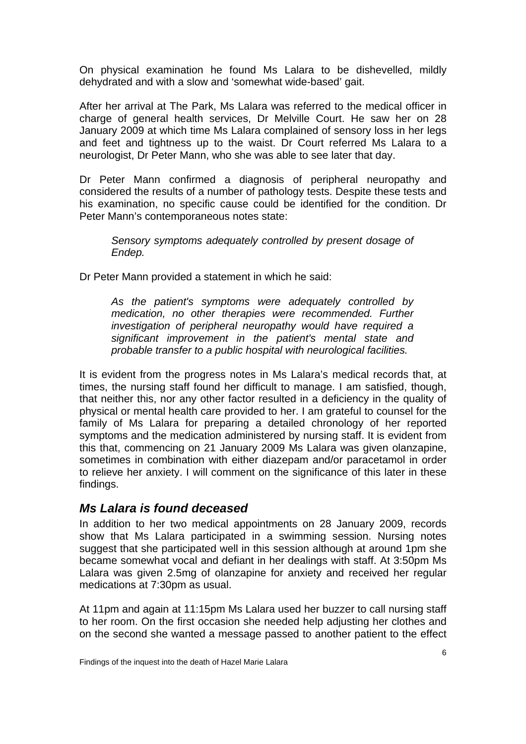On physical examination he found Ms Lalara to be dishevelled, mildly dehydrated and with a slow and 'somewhat wide-based' gait.

After her arrival at The Park, Ms Lalara was referred to the medical officer in charge of general health services, Dr Melville Court. He saw her on 28 January 2009 at which time Ms Lalara complained of sensory loss in her legs and feet and tightness up to the waist. Dr Court referred Ms Lalara to a neurologist, Dr Peter Mann, who she was able to see later that day.

Dr Peter Mann confirmed a diagnosis of peripheral neuropathy and considered the results of a number of pathology tests. Despite these tests and his examination, no specific cause could be identified for the condition. Dr Peter Mann's contemporaneous notes state:

> *Sensory symptoms adequately controlled by present dosage of Endep.*

Dr Peter Mann provided a statement in which he said:

> *As the patient's symptoms were adequately controlled by medication, no other therapies were recommended. Further investigation of peripheral neuropathy would have required a significant improvement in the patient's mental state and probable transfer to a public hospital with neurological facilities.*

It is evident from the progress notes in Ms Lalara's medical records that, at times, the nursing staff found her difficult to manage. I am satisfied, though, that neither this, nor any other factor resulted in a deficiency in the quality of physical or mental health care provided to her. I am grateful to counsel for the family of Ms Lalara for preparing a detailed chronology of her reported symptoms and the medication administered by nursing staff. It is evident from this that, commencing on 21 January 2009 Ms Lalara was given olanzapine, sometimes in combination with either diazepam and/or paracetamol in order to relieve her anxiety. I will comment on the significance of this later in these findings.

## *Ms Lalara is found deceased*

In addition to her two medical appointments on 28 January 2009, records show that Ms Lalara participated in a swimming session. Nursing notes suggest that she participated well in this session although at around 1pm she became somewhat vocal and defiant in her dealings with staff. At 3:50pm Ms Lalara was given 2.5mg of olanzapine for anxiety and received her regular medications at 7:30pm as usual.

At 11pm and again at 11:15pm Ms Lalara used her buzzer to call nursing staff to her room. On the first occasion she needed help adjusting her clothes and on the second she wanted a message passed to another patient to the effect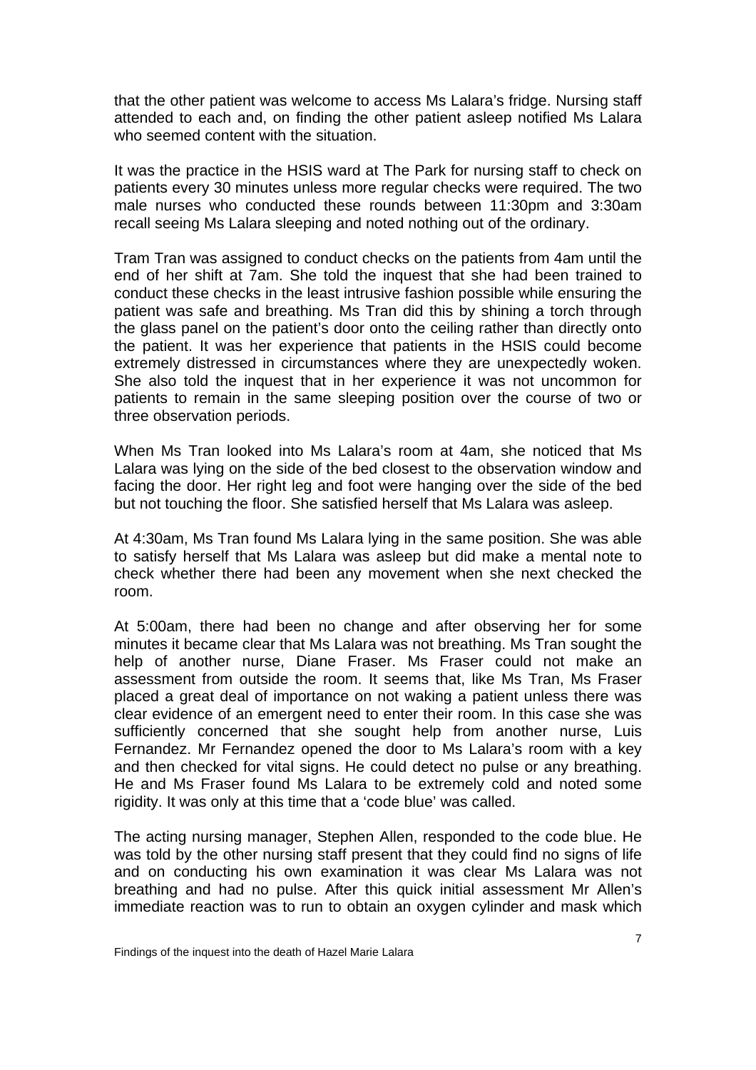that the other patient was welcome to access Ms Lalara's fridge. Nursing staff attended to each and, on finding the other patient asleep notified Ms Lalara who seemed content with the situation.

It was the practice in the HSIS ward at The Park for nursing staff to check on patients every 30 minutes unless more regular checks were required. The two male nurses who conducted these rounds between 11:30pm and 3:30am recall seeing Ms Lalara sleeping and noted nothing out of the ordinary.

Tram Tran was assigned to conduct checks on the patients from 4am until the end of her shift at 7am. She told the inquest that she had been trained to conduct these checks in the least intrusive fashion possible while ensuring the patient was safe and breathing. Ms Tran did this by shining a torch through the glass panel on the patient's door onto the ceiling rather than directly onto the patient. It was her experience that patients in the HSIS could become extremely distressed in circumstances where they are unexpectedly woken. She also told the inquest that in her experience it was not uncommon for patients to remain in the same sleeping position over the course of two or three observation periods.

When Ms Tran looked into Ms Lalara's room at 4am, she noticed that Ms Lalara was lying on the side of the bed closest to the observation window and facing the door. Her right leg and foot were hanging over the side of the bed but not touching the floor. She satisfied herself that Ms Lalara was asleep.

At 4:30am, Ms Tran found Ms Lalara lying in the same position. She was able to satisfy herself that Ms Lalara was asleep but did make a mental note to check whether there had been any movement when she next checked the room.

At 5:00am, there had been no change and after observing her for some minutes it became clear that Ms Lalara was not breathing. Ms Tran sought the help of another nurse, Diane Fraser. Ms Fraser could not make an assessment from outside the room. It seems that, like Ms Tran, Ms Fraser placed a great deal of importance on not waking a patient unless there was clear evidence of an emergent need to enter their room. In this case she was sufficiently concerned that she sought help from another nurse, Luis Fernandez. Mr Fernandez opened the door to Ms Lalara's room with a key and then checked for vital signs. He could detect no pulse or any breathing. He and Ms Fraser found Ms Lalara to be extremely cold and noted some rigidity. It was only at this time that a 'code blue' was called.

The acting nursing manager, Stephen Allen, responded to the code blue. He was told by the other nursing staff present that they could find no signs of life and on conducting his own examination it was clear Ms Lalara was not breathing and had no pulse. After this quick initial assessment Mr Allen's immediate reaction was to run to obtain an oxygen cylinder and mask which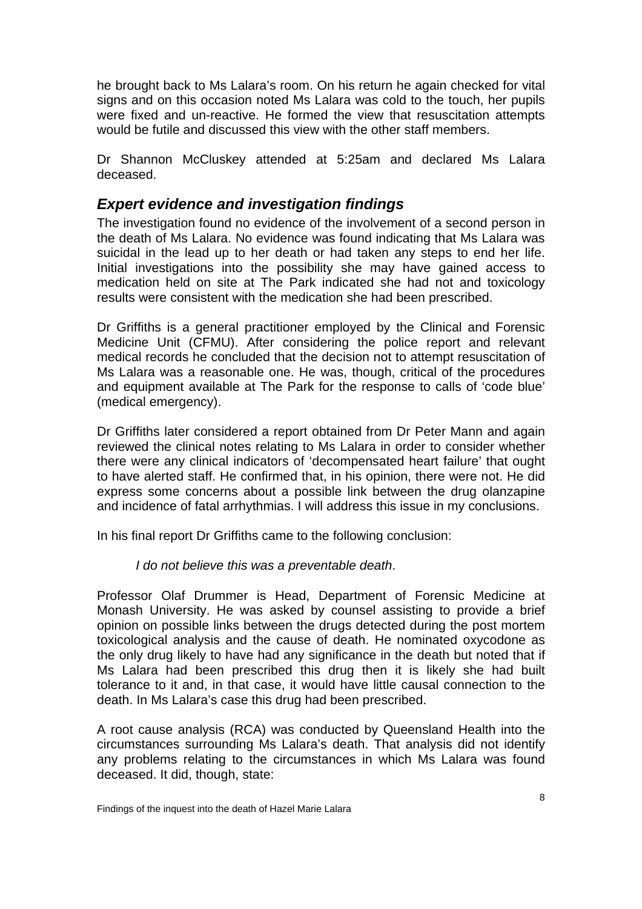he brought back to Ms Lalara's room. On his return he again checked for vital signs and on this occasion noted Ms Lalara was cold to the touch, her pupils were fixed and un-reactive. He formed the view that resuscitation attempts would be futile and discussed this view with the other staff members.

Dr Shannon McCluskey attended at 5:25am and declared Ms Lalara deceased.

## *Expert evidence and investigation findings*

The investigation found no evidence of the involvement of a second person in the death of Ms Lalara. No evidence was found indicating that Ms Lalara was suicidal in the lead up to her death or had taken any steps to end her life. Initial investigations into the possibility she may have gained access to medication held on site at The Park indicated she had not and toxicology results were consistent with the medication she had been prescribed.

Dr Griffiths is a general practitioner employed by the Clinical and Forensic Medicine Unit (CFMU). After considering the police report and relevant medical records he concluded that the decision not to attempt resuscitation of Ms Lalara was a reasonable one. He was, though, critical of the procedures and equipment available at The Park for the response to calls of 'code blue' (medical emergency).

Dr Griffiths later considered a report obtained from Dr Peter Mann and again reviewed the clinical notes relating to Ms Lalara in order to consider whether there were any clinical indicators of 'decompensated heart failure' that ought to have alerted staff. He confirmed that, in his opinion, there were not. He did express some concerns about a possible link between the drug olanzapine and incidence of fatal arrhythmias. I will address this issue in my conclusions.

In his final report Dr Griffiths came to the following conclusion:

> *I do not believe this was a preventable death*.

Professor Olaf Drummer is Head, Department of Forensic Medicine at Monash University. He was asked by counsel assisting to provide a brief opinion on possible links between the drugs detected during the post mortem toxicological analysis and the cause of death. He nominated oxycodone as the only drug likely to have had any significance in the death but noted that if Ms Lalara had been prescribed this drug then it is likely she had built tolerance to it and, in that case, it would have little causal connection to the death. In Ms Lalara's case this drug had been prescribed.

A root cause analysis (RCA) was conducted by Queensland Health into the circumstances surrounding Ms Lalara's death. That analysis did not identify any problems relating to the circumstances in which Ms Lalara was found deceased. It did, though, state: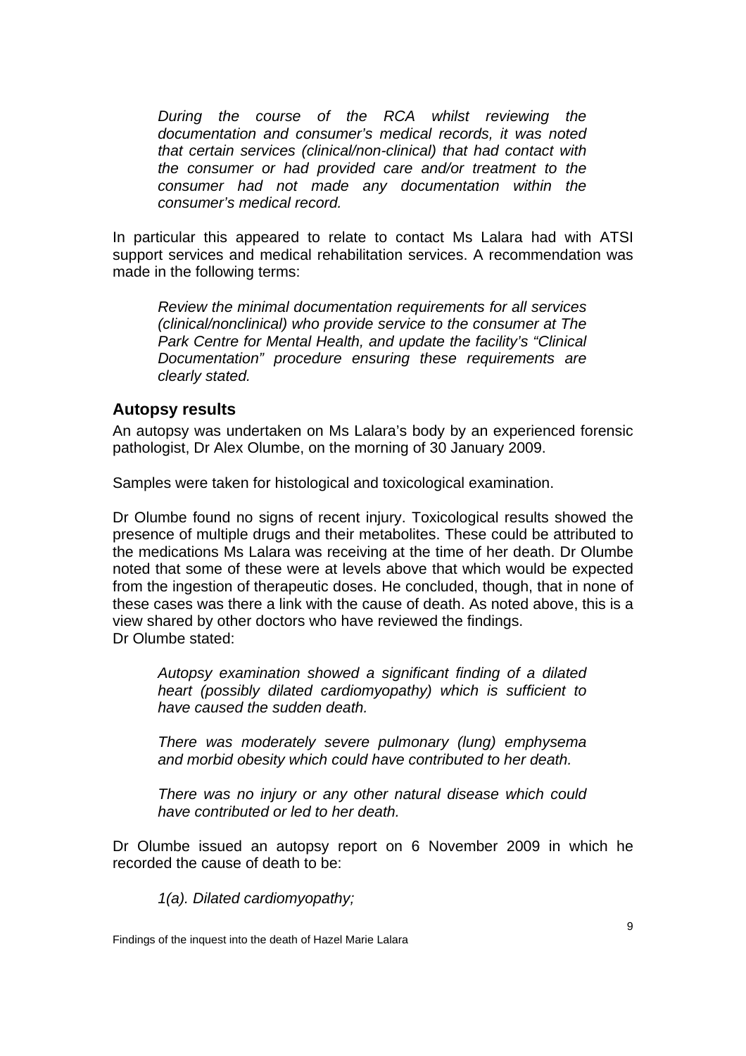*During the course of the RCA whilst reviewing the documentation and consumer's medical records, it was noted that certain services (clinical/non-clinical) that had contact with the consumer or had provided care and/or treatment to the consumer had not made any documentation within the consumer's medical record.*

In particular this appeared to relate to contact Ms Lalara had with ATSI support services and medical rehabilitation services. A recommendation was made in the following terms:

*Review the minimal documentation requirements for all services (clinical/nonclinical) who provide service to the consumer at The Park Centre for Mental Health, and update the facility's "Clinical Documentation" procedure ensuring these requirements are clearly stated.*

## Autopsy results

An autopsy was undertaken on Ms Lalara's body by an experienced forensic pathologist, Dr Alex Olumbe, on the morning of 30 January 2009.

Samples were taken for histological and toxicological examination.

Dr Olumbe found no signs of recent injury. Toxicological results showed the presence of multiple drugs and their metabolites. These could be attributed to the medications Ms Lalara was receiving at the time of her death. Dr Olumbe noted that some of these were at levels above that which would be expected from the ingestion of therapeutic doses. He concluded, though, that in none of these cases was there a link with the cause of death. As noted above, this is a view shared by other doctors who have reviewed the findings.
Dr Olumbe stated:

*Autopsy examination showed a significant finding of a dilated heart (possibly dilated cardiomyopathy) which is sufficient to have caused the sudden death.*

*There was moderately severe pulmonary (lung) emphysema and morbid obesity which could have contributed to her death.*

*There was no injury or any other natural disease which could have contributed or led to her death.*

Dr Olumbe issued an autopsy report on 6 November 2009 in which he recorded the cause of death to be:

*1(a). Dilated cardiomyopathy;*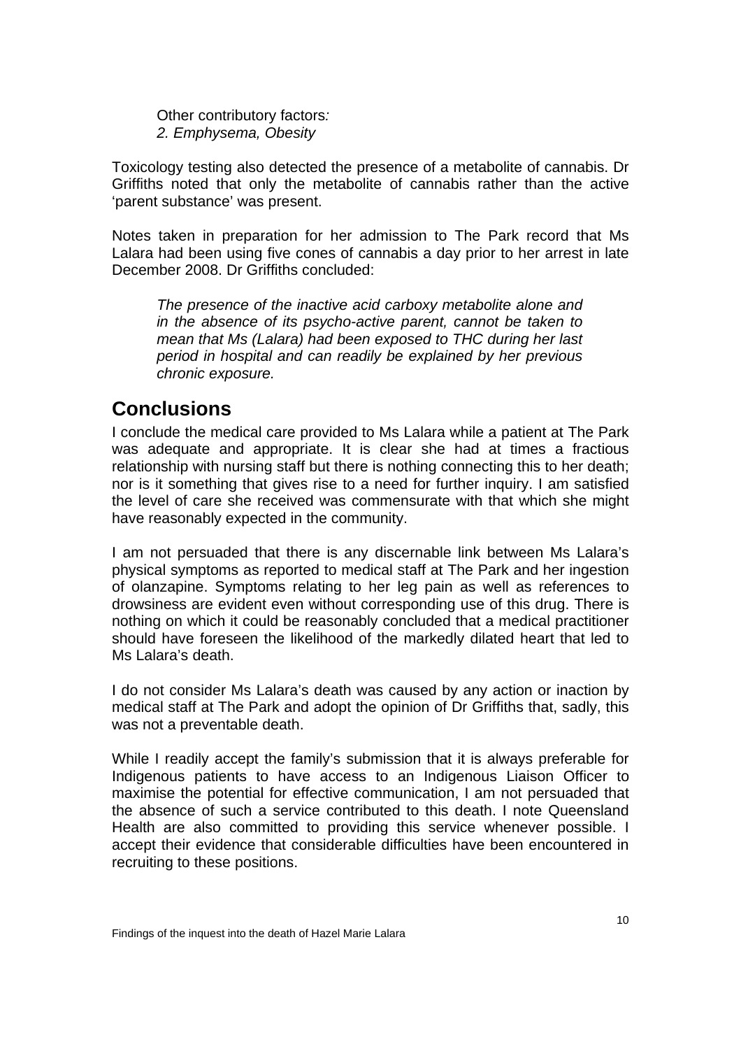> Other contributory factors*:*
> *2. Emphysema, Obesity*

Toxicology testing also detected the presence of a metabolite of cannabis. Dr Griffiths noted that only the metabolite of cannabis rather than the active 'parent substance' was present.

Notes taken in preparation for her admission to The Park record that Ms Lalara had been using five cones of cannabis a day prior to her arrest in late December 2008. Dr Griffiths concluded:

> *The presence of the inactive acid carboxy metabolite alone and in the absence of its psycho-active parent, cannot be taken to mean that Ms (Lalara) had been exposed to THC during her last period in hospital and can readily be explained by her previous chronic exposure.*

## Conclusions

I conclude the medical care provided to Ms Lalara while a patient at The Park was adequate and appropriate. It is clear she had at times a fractious relationship with nursing staff but there is nothing connecting this to her death; nor is it something that gives rise to a need for further inquiry. I am satisfied the level of care she received was commensurate with that which she might have reasonably expected in the community.

I am not persuaded that there is any discernable link between Ms Lalara's physical symptoms as reported to medical staff at The Park and her ingestion of olanzapine. Symptoms relating to her leg pain as well as references to drowsiness are evident even without corresponding use of this drug. There is nothing on which it could be reasonably concluded that a medical practitioner should have foreseen the likelihood of the markedly dilated heart that led to Ms Lalara's death.

I do not consider Ms Lalara's death was caused by any action or inaction by medical staff at The Park and adopt the opinion of Dr Griffiths that, sadly, this was not a preventable death.

While I readily accept the family's submission that it is always preferable for Indigenous patients to have access to an Indigenous Liaison Officer to maximise the potential for effective communication, I am not persuaded that the absence of such a service contributed to this death. I note Queensland Health are also committed to providing this service whenever possible. I accept their evidence that considerable difficulties have been encountered in recruiting to these positions.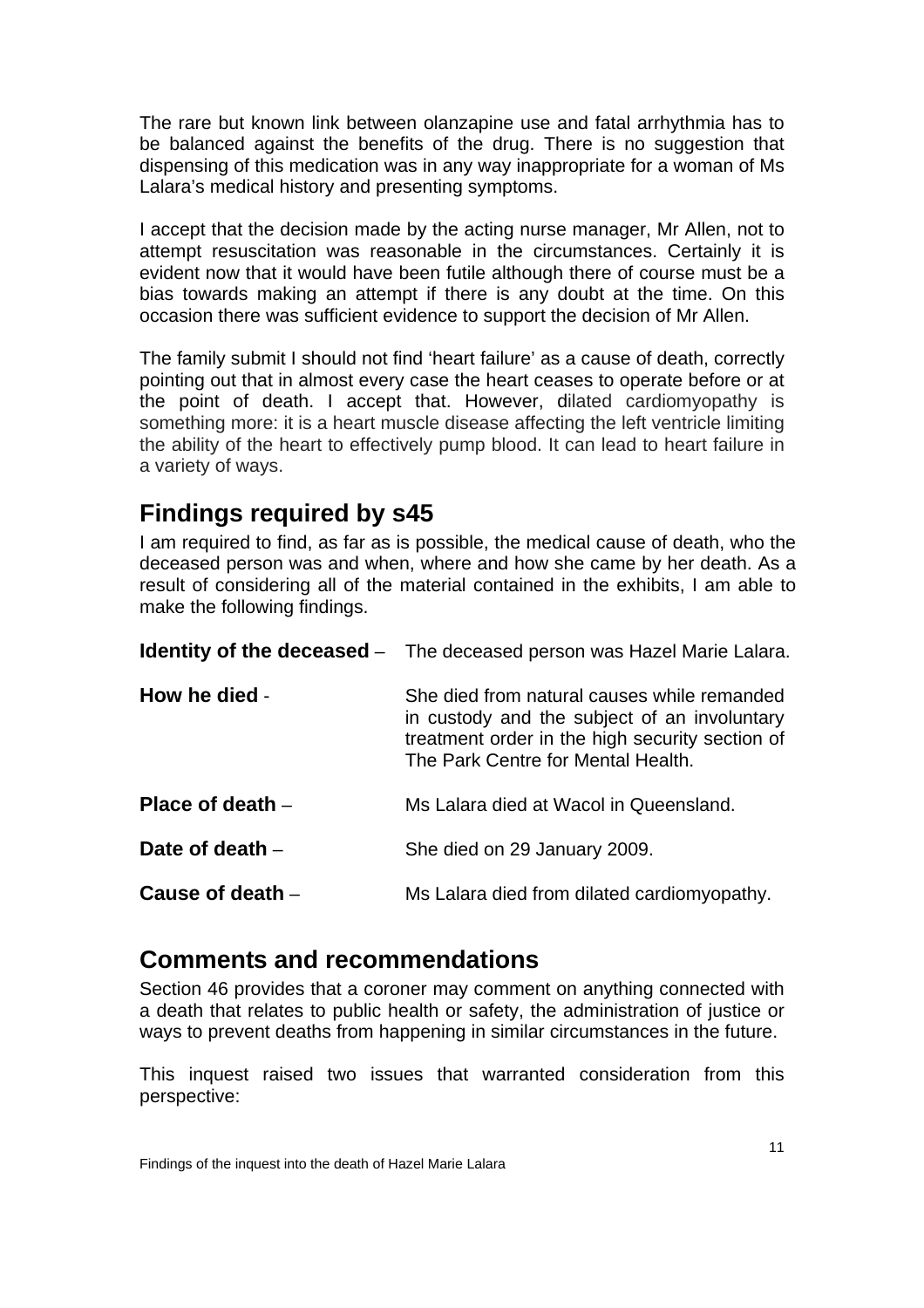The rare but known link between olanzapine use and fatal arrhythmia has to be balanced against the benefits of the drug. There is no suggestion that dispensing of this medication was in any way inappropriate for a woman of Ms Lalara's medical history and presenting symptoms.

I accept that the decision made by the acting nurse manager, Mr Allen, not to attempt resuscitation was reasonable in the circumstances. Certainly it is evident now that it would have been futile although there of course must be a bias towards making an attempt if there is any doubt at the time. On this occasion there was sufficient evidence to support the decision of Mr Allen.

The family submit I should not find 'heart failure' as a cause of death, correctly pointing out that in almost every case the heart ceases to operate before or at the point of death. I accept that. However, dilated cardiomyopathy is something more: it is a heart muscle disease affecting the left ventricle limiting the ability of the heart to effectively pump blood. It can lead to heart failure in a variety of ways.

## Findings required by s45

I am required to find, as far as is possible, the medical cause of death, who the deceased person was and when, where and how she came by her death. As a result of considering all of the material contained in the exhibits, I am able to make the following findings.

**Identity of the deceased** – The deceased person was Hazel Marie Lalara.

**How he died** - She died from natural causes while remanded in custody and the subject of an involuntary treatment order in the high security section of The Park Centre for Mental Health.

**Place of death** – Ms Lalara died at Wacol in Queensland.

**Date of death** – She died on 29 January 2009.

**Cause of death** – Ms Lalara died from dilated cardiomyopathy.

## Comments and recommendations

Section 46 provides that a coroner may comment on anything connected with a death that relates to public health or safety, the administration of justice or ways to prevent deaths from happening in similar circumstances in the future.

This inquest raised two issues that warranted consideration from this perspective: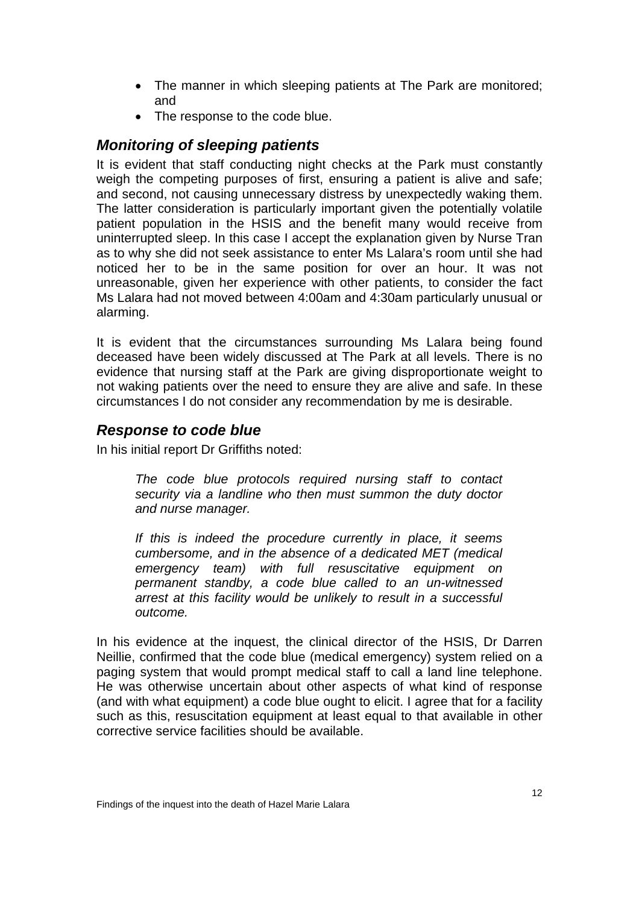- The manner in which sleeping patients at The Park are monitored; and
- The response to the code blue.

### *Monitoring of sleeping patients*

It is evident that staff conducting night checks at the Park must constantly weigh the competing purposes of first, ensuring a patient is alive and safe; and second, not causing unnecessary distress by unexpectedly waking them. The latter consideration is particularly important given the potentially volatile patient population in the HSIS and the benefit many would receive from uninterrupted sleep. In this case I accept the explanation given by Nurse Tran as to why she did not seek assistance to enter Ms Lalara's room until she had noticed her to be in the same position for over an hour. It was not unreasonable, given her experience with other patients, to consider the fact Ms Lalara had not moved between 4:00am and 4:30am particularly unusual or alarming.

It is evident that the circumstances surrounding Ms Lalara being found deceased have been widely discussed at The Park at all levels. There is no evidence that nursing staff at the Park are giving disproportionate weight to not waking patients over the need to ensure they are alive and safe. In these circumstances I do not consider any recommendation by me is desirable.

### *Response to code blue*

In his initial report Dr Griffiths noted:

> *The code blue protocols required nursing staff to contact security via a landline who then must summon the duty doctor and nurse manager.*
>
> *If this is indeed the procedure currently in place, it seems cumbersome, and in the absence of a dedicated MET (medical emergency team) with full resuscitative equipment on permanent standby, a code blue called to an un-witnessed arrest at this facility would be unlikely to result in a successful outcome.*

In his evidence at the inquest, the clinical director of the HSIS, Dr Darren Neillie, confirmed that the code blue (medical emergency) system relied on a paging system that would prompt medical staff to call a land line telephone. He was otherwise uncertain about other aspects of what kind of response (and with what equipment) a code blue ought to elicit. I agree that for a facility such as this, resuscitation equipment at least equal to that available in other corrective service facilities should be available.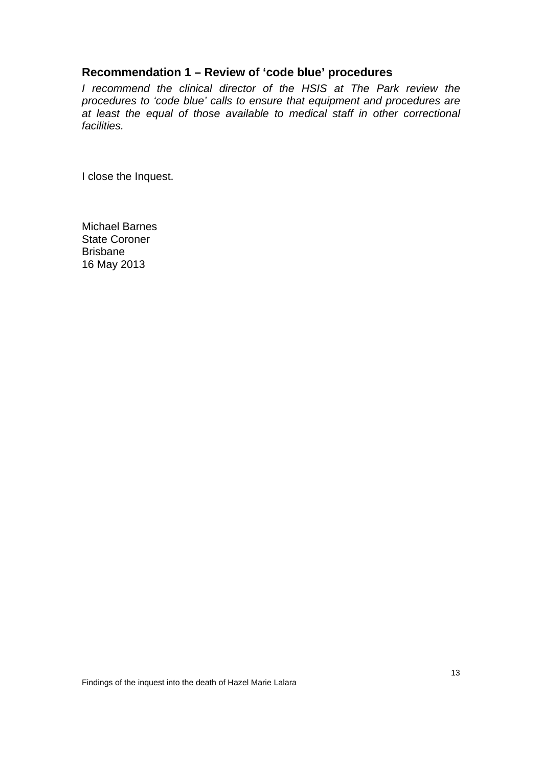### Recommendation 1 – Review of 'code blue' procedures

*I recommend the clinical director of the HSIS at The Park review the procedures to 'code blue' calls to ensure that equipment and procedures are at least the equal of those available to medical staff in other correctional facilities.*

I close the Inquest.

Michael Barnes
State Coroner
Brisbane
16 May 2013